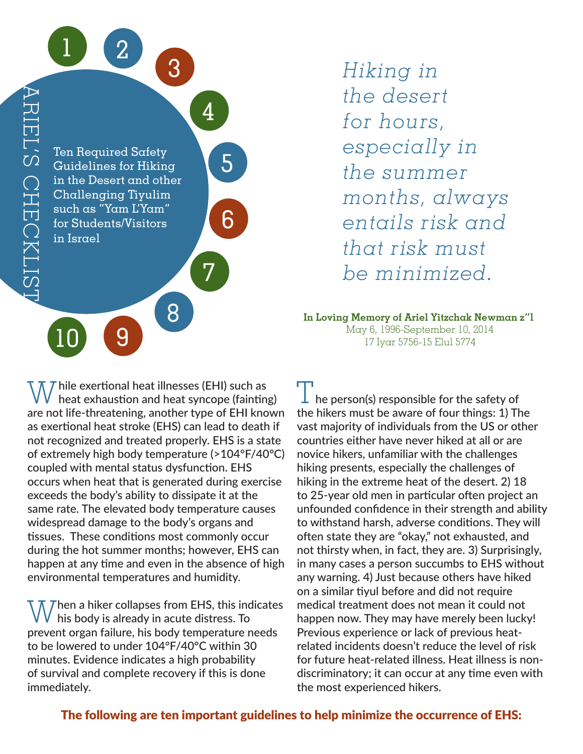# ARIEL'S CHECKLIST

Ten Required Safety Guidelines for Hiking in the Desert and other Challenging Tiyulim such as "Yam L'Yam" for Students/Visitors in Israel

*Hiking in the desert for hours, especially in the summer months, always entails risk and that risk must be minimized.*

**In Loving Memory of Ariel Yitzchak Newman z"l**
May 6, 1996-September 10, 2014
17 Iyar 5756-15 Elul 5774

While exertional heat illnesses (EHI) such as heat exhaustion and heat syncope (fainting) are not life-threatening, another type of EHI known as exertional heat stroke (EHS) can lead to death if not recognized and treated properly. EHS is a state of extremely high body temperature (>104°F/40°C) coupled with mental status dysfunction. EHS occurs when heat that is generated during exercise exceeds the body's ability to dissipate it at the same rate. The elevated body temperature causes widespread damage to the body's organs and tissues. These conditions most commonly occur during the hot summer months; however, EHS can happen at any time and even in the absence of high environmental temperatures and humidity.

When a hiker collapses from EHS, this indicates his body is already in acute distress. To prevent organ failure, his body temperature needs to be lowered to under 104°F/40°C within 30 minutes. Evidence indicates a high probability of survival and complete recovery if this is done immediately.

The person(s) responsible for the safety of the hikers must be aware of four things: 1) The vast majority of individuals from the US or other countries either have never hiked at all or are novice hikers, unfamiliar with the challenges hiking presents, especially the challenges of hiking in the extreme heat of the desert. 2) 18 to 25-year old men in particular often project an unfounded confidence in their strength and ability to withstand harsh, adverse conditions. They will often state they are "okay," not exhausted, and not thirsty when, in fact, they are. 3) Surprisingly, in many cases a person succumbs to EHS without any warning. 4) Just because others have hiked on a similar tiyul before and did not require medical treatment does not mean it could not happen now. They may have merely been lucky! Previous experience or lack of previous heat-related incidents doesn't reduce the level of risk for future heat-related illness. Heat illness is non-discriminatory; it can occur at any time even with the most experienced hikers.

**The following are ten important guidelines to help minimize the occurrence of EHS:**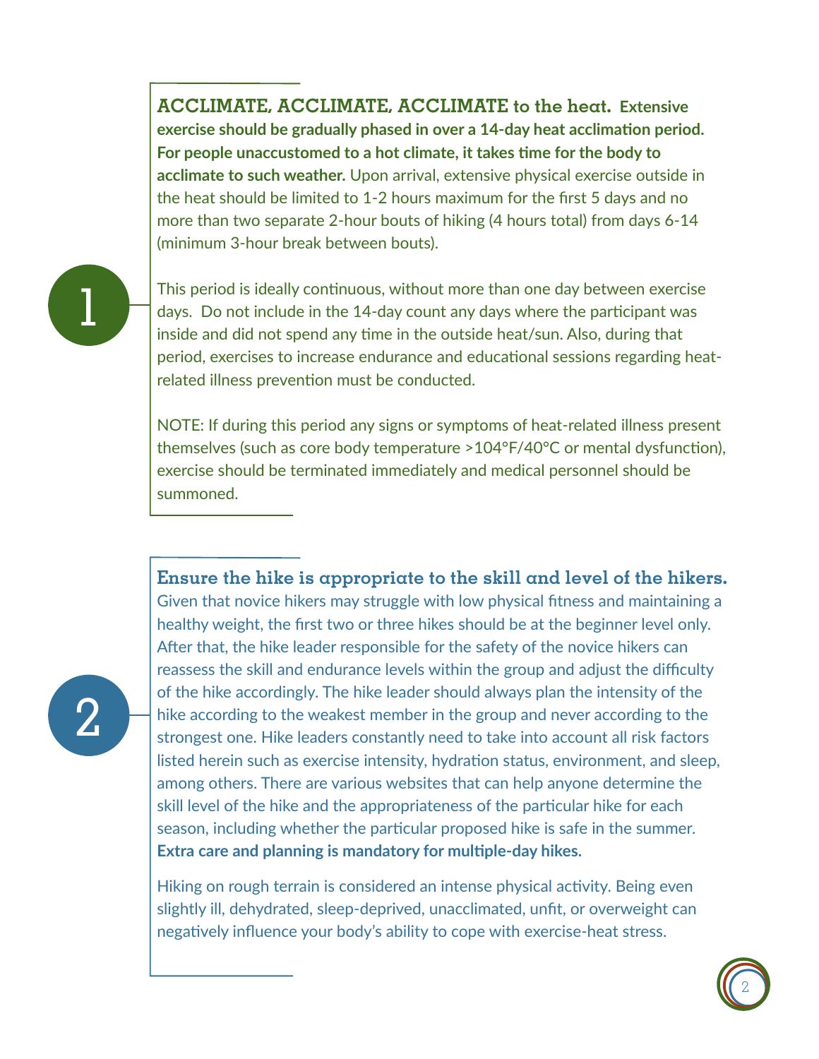## 1

**ACCLIMATE, ACCLIMATE, ACCLIMATE to the heat. Extensive exercise should be gradually phased in over a 14-day heat acclimation period. For people unaccustomed to a hot climate, it takes time for the body to acclimate to such weather.** Upon arrival, extensive physical exercise outside in the heat should be limited to 1-2 hours maximum for the first 5 days and no more than two separate 2-hour bouts of hiking (4 hours total) from days 6-14 (minimum 3-hour break between bouts).

This period is ideally continuous, without more than one day between exercise days. Do not include in the 14-day count any days where the participant was inside and did not spend any time in the outside heat/sun. Also, during that period, exercises to increase endurance and educational sessions regarding heat-related illness prevention must be conducted.

NOTE: If during this period any signs or symptoms of heat-related illness present themselves (such as core body temperature >104°F/40°C or mental dysfunction), exercise should be terminated immediately and medical personnel should be summoned.

## 2

**Ensure the hike is appropriate to the skill and level of the hikers.** Given that novice hikers may struggle with low physical fitness and maintaining a healthy weight, the first two or three hikes should be at the beginner level only. After that, the hike leader responsible for the safety of the novice hikers can reassess the skill and endurance levels within the group and adjust the difficulty of the hike accordingly. The hike leader should always plan the intensity of the hike according to the weakest member in the group and never according to the strongest one. Hike leaders constantly need to take into account all risk factors listed herein such as exercise intensity, hydration status, environment, and sleep, among others. There are various websites that can help anyone determine the skill level of the hike and the appropriateness of the particular hike for each season, including whether the particular proposed hike is safe in the summer. **Extra care and planning is mandatory for multiple-day hikes.**

Hiking on rough terrain is considered an intense physical activity. Being even slightly ill, dehydrated, sleep-deprived, unacclimated, unfit, or overweight can negatively influence your body's ability to cope with exercise-heat stress.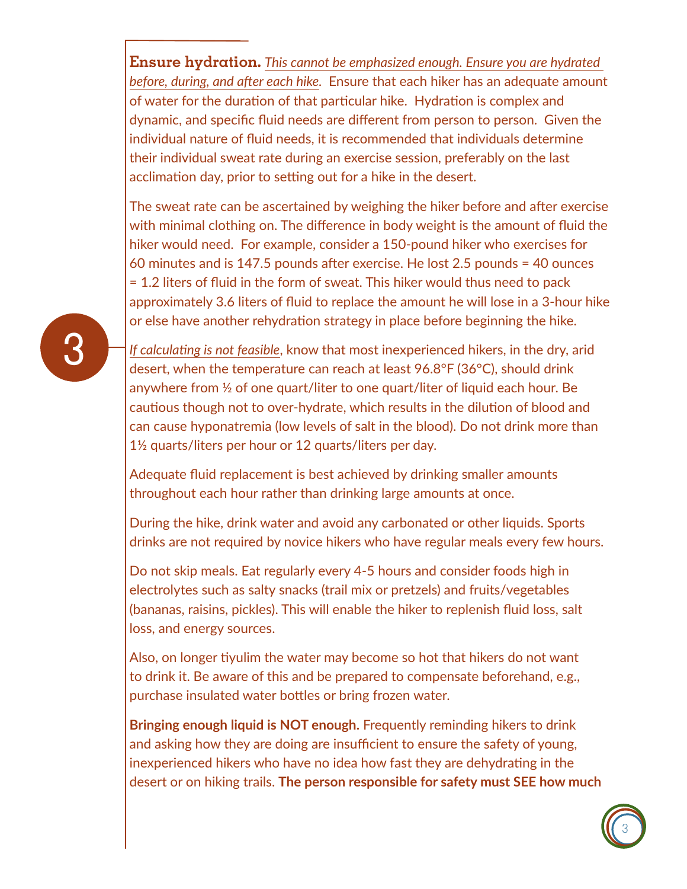**Ensure hydration.** *This cannot be emphasized enough. Ensure you are hydrated before, during, and after each hike.* Ensure that each hiker has an adequate amount of water for the duration of that particular hike. Hydration is complex and dynamic, and specific fluid needs are different from person to person. Given the individual nature of fluid needs, it is recommended that individuals determine their individual sweat rate during an exercise session, preferably on the last acclimation day, prior to setting out for a hike in the desert.

The sweat rate can be ascertained by weighing the hiker before and after exercise with minimal clothing on. The difference in body weight is the amount of fluid the hiker would need. For example, consider a 150-pound hiker who exercises for 60 minutes and is 147.5 pounds after exercise. He lost 2.5 pounds = 40 ounces = 1.2 liters of fluid in the form of sweat. This hiker would thus need to pack approximately 3.6 liters of fluid to replace the amount he will lose in a 3-hour hike or else have another rehydration strategy in place before beginning the hike.

*If calculating is not feasible*, know that most inexperienced hikers, in the dry, arid desert, when the temperature can reach at least 96.8°F (36°C), should drink anywhere from ½ of one quart/liter to one quart/liter of liquid each hour. Be cautious though not to over-hydrate, which results in the dilution of blood and can cause hyponatremia (low levels of salt in the blood). Do not drink more than 1½ quarts/liters per hour or 12 quarts/liters per day.

Adequate fluid replacement is best achieved by drinking smaller amounts throughout each hour rather than drinking large amounts at once.

During the hike, drink water and avoid any carbonated or other liquids. Sports drinks are not required by novice hikers who have regular meals every few hours.

Do not skip meals. Eat regularly every 4-5 hours and consider foods high in electrolytes such as salty snacks (trail mix or pretzels) and fruits/vegetables (bananas, raisins, pickles). This will enable the hiker to replenish fluid loss, salt loss, and energy sources.

Also, on longer tiyulim the water may become so hot that hikers do not want to drink it. Be aware of this and be prepared to compensate beforehand, e.g., purchase insulated water bottles or bring frozen water.

**Bringing enough liquid is NOT enough.** Frequently reminding hikers to drink and asking how they are doing are insufficient to ensure the safety of young, inexperienced hikers who have no idea how fast they are dehydrating in the desert or on hiking trails. **The person responsible for safety must SEE how much**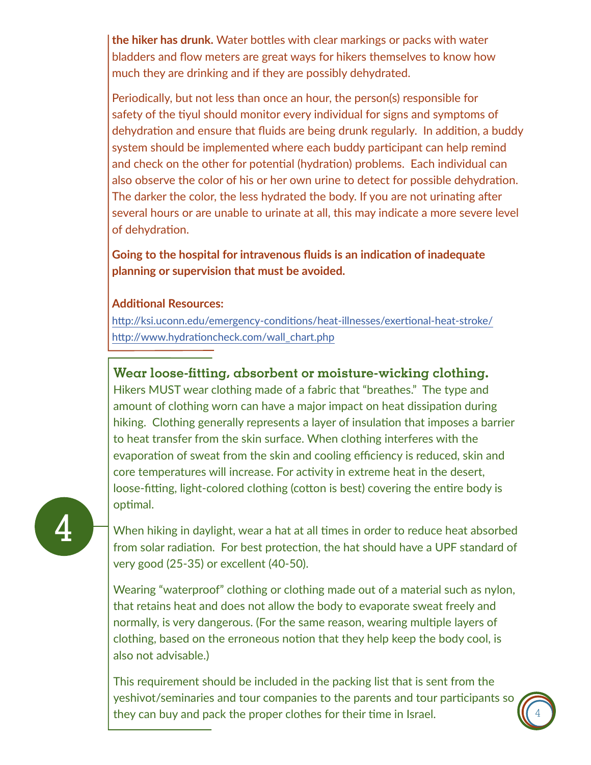**the hiker has drunk.** Water bottles with clear markings or packs with water bladders and flow meters are great ways for hikers themselves to know how much they are drinking and if they are possibly dehydrated.

Periodically, but not less than once an hour, the person(s) responsible for safety of the tiyul should monitor every individual for signs and symptoms of dehydration and ensure that fluids are being drunk regularly. In addition, a buddy system should be implemented where each buddy participant can help remind and check on the other for potential (hydration) problems. Each individual can also observe the color of his or her own urine to detect for possible dehydration. The darker the color, the less hydrated the body. If you are not urinating after several hours or are unable to urinate at all, this may indicate a more severe level of dehydration.

**Going to the hospital for intravenous fluids is an indication of inadequate planning or supervision that must be avoided.**

**Additional Resources:**

http://ksi.uconn.edu/emergency-conditions/heat-illnesses/exertional-heat-stroke/
http://www.hydrationcheck.com/wall_chart.php

## 4

### Wear loose-fitting, absorbent or moisture-wicking clothing.

Hikers MUST wear clothing made of a fabric that "breathes." The type and amount of clothing worn can have a major impact on heat dissipation during hiking. Clothing generally represents a layer of insulation that imposes a barrier to heat transfer from the skin surface. When clothing interferes with the evaporation of sweat from the skin and cooling efficiency is reduced, skin and core temperatures will increase. For activity in extreme heat in the desert, loose-fitting, light-colored clothing (cotton is best) covering the entire body is optimal.

When hiking in daylight, wear a hat at all times in order to reduce heat absorbed from solar radiation. For best protection, the hat should have a UPF standard of very good (25-35) or excellent (40-50).

Wearing "waterproof" clothing or clothing made out of a material such as nylon, that retains heat and does not allow the body to evaporate sweat freely and normally, is very dangerous. (For the same reason, wearing multiple layers of clothing, based on the erroneous notion that they help keep the body cool, is also not advisable.)

This requirement should be included in the packing list that is sent from the yeshivot/seminaries and tour companies to the parents and tour participants so they can buy and pack the proper clothes for their time in Israel.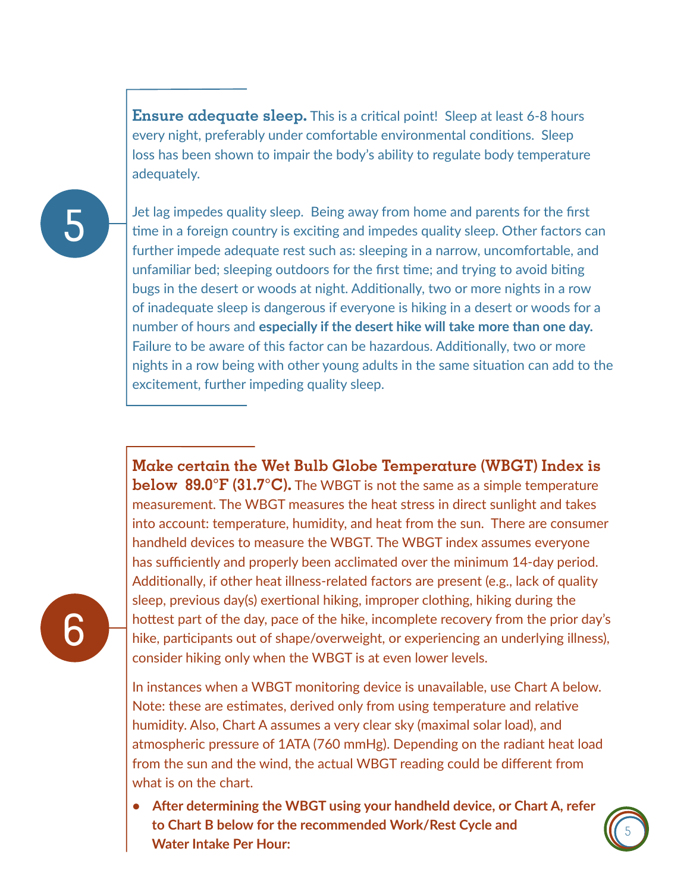## 5

**Ensure adequate sleep.** This is a critical point! Sleep at least 6-8 hours every night, preferably under comfortable environmental conditions. Sleep loss has been shown to impair the body's ability to regulate body temperature adequately.

Jet lag impedes quality sleep. Being away from home and parents for the first time in a foreign country is exciting and impedes quality sleep. Other factors can further impede adequate rest such as: sleeping in a narrow, uncomfortable, and unfamiliar bed; sleeping outdoors for the first time; and trying to avoid biting bugs in the desert or woods at night. Additionally, two or more nights in a row of inadequate sleep is dangerous if everyone is hiking in a desert or woods for a number of hours and **especially if the desert hike will take more than one day.** Failure to be aware of this factor can be hazardous. Additionally, two or more nights in a row being with other young adults in the same situation can add to the excitement, further impeding quality sleep.

## 6

**Make certain the Wet Bulb Globe Temperature (WBGT) Index is below 89.0°F (31.7°C).** The WBGT is not the same as a simple temperature measurement. The WBGT measures the heat stress in direct sunlight and takes into account: temperature, humidity, and heat from the sun. There are consumer handheld devices to measure the WBGT. The WBGT index assumes everyone has sufficiently and properly been acclimated over the minimum 14-day period. Additionally, if other heat illness-related factors are present (e.g., lack of quality sleep, previous day(s) exertional hiking, improper clothing, hiking during the hottest part of the day, pace of the hike, incomplete recovery from the prior day's hike, participants out of shape/overweight, or experiencing an underlying illness), consider hiking only when the WBGT is at even lower levels.

In instances when a WBGT monitoring device is unavailable, use Chart A below. Note: these are estimates, derived only from using temperature and relative humidity. Also, Chart A assumes a very clear sky (maximal solar load), and atmospheric pressure of 1ATA (760 mmHg). Depending on the radiant heat load from the sun and the wind, the actual WBGT reading could be different from what is on the chart.

- **After determining the WBGT using your handheld device, or Chart A, refer to Chart B below for the recommended Work/Rest Cycle and Water Intake Per Hour:**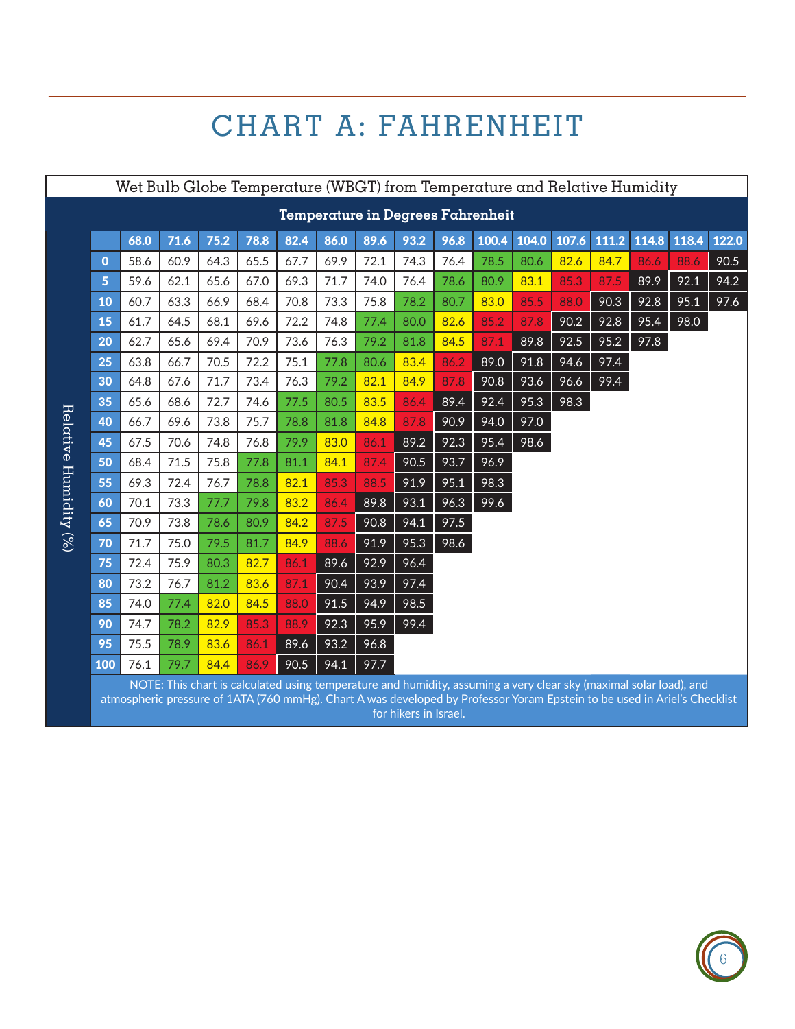# CHART A: FAHRENHEIT

Wet Bulb Globe Temperature (WBGT) from Temperature and Relative Humidity

| Relative Humidity (%) | Temperature in Degrees Fahrenheit | | | | | | | | | | | | | | | |
|---|---|---|---|---|---|---|---|---|---|---|---|---|---|---|---|---|
| | 68.0 | 71.6 | 75.2 | 78.8 | 82.4 | 86.0 | 89.6 | 93.2 | 96.8 | 100.4 | 104.0 | 107.6 | 111.2 | 114.8 | 118.4 | 122.0 |
| 0 | 58.6 | 60.9 | 64.3 | 65.5 | 67.7 | 69.9 | 72.1 | 74.3 | 76.4 | 78.5 | 80.6 | 82.6 | 84.7 | 86.6 | 88.6 | 90.5 |
| 5 | 59.6 | 62.1 | 65.6 | 67.0 | 69.3 | 71.7 | 74.0 | 76.4 | 78.6 | 80.9 | 83.1 | 85.3 | 87.5 | 89.9 | 92.1 | 94.2 |
| 10 | 60.7 | 63.3 | 66.9 | 68.4 | 70.8 | 73.3 | 75.8 | 78.2 | 80.7 | 83.0 | 85.5 | 88.0 | 90.3 | 92.8 | 95.1 | 97.6 |
| 15 | 61.7 | 64.5 | 68.1 | 69.6 | 72.2 | 74.8 | 77.4 | 80.0 | 82.6 | 85.2 | 87.8 | 90.2 | 92.8 | 95.4 | 98.0 | |
| 20 | 62.7 | 65.6 | 69.4 | 70.9 | 73.6 | 76.3 | 79.2 | 81.8 | 84.5 | 87.1 | 89.8 | 92.5 | 95.2 | 97.8 | | |
| 25 | 63.8 | 66.7 | 70.5 | 72.2 | 75.1 | 77.8 | 80.6 | 83.4 | 86.2 | 89.0 | 91.8 | 94.6 | 97.4 | | | |
| 30 | 64.8 | 67.6 | 71.7 | 73.4 | 76.3 | 79.2 | 82.1 | 84.9 | 87.8 | 90.8 | 93.6 | 96.6 | 99.4 | | | |
| 35 | 65.6 | 68.6 | 72.7 | 74.6 | 77.5 | 80.5 | 83.5 | 86.4 | 89.4 | 92.4 | 95.3 | 98.3 | | | | |
| 40 | 66.7 | 69.6 | 73.8 | 75.7 | 78.8 | 81.8 | 84.8 | 87.8 | 90.9 | 94.0 | 97.0 | | | | | |
| 45 | 67.5 | 70.6 | 74.8 | 76.8 | 79.9 | 83.0 | 86.1 | 89.2 | 92.3 | 95.4 | 98.6 | | | | | |
| 50 | 68.4 | 71.5 | 75.8 | 77.8 | 81.1 | 84.1 | 87.4 | 90.5 | 93.7 | 96.9 | | | | | | |
| 55 | 69.3 | 72.4 | 76.7 | 78.8 | 82.1 | 85.3 | 88.5 | 91.9 | 95.1 | 98.3 | | | | | | |
| 60 | 70.1 | 73.3 | 77.7 | 79.8 | 83.2 | 86.4 | 89.8 | 93.1 | 96.3 | 99.6 | | | | | | |
| 65 | 70.9 | 73.8 | 78.6 | 80.9 | 84.2 | 87.5 | 90.8 | 94.1 | 97.5 | | | | | | | |
| 70 | 71.7 | 75.0 | 79.5 | 81.7 | 84.9 | 88.6 | 91.9 | 95.3 | 98.6 | | | | | | | |
| 75 | 72.4 | 75.9 | 80.3 | 82.7 | 86.1 | 89.6 | 92.9 | 96.4 | | | | | | | | |
| 80 | 73.2 | 76.7 | 81.2 | 83.6 | 87.1 | 90.4 | 93.9 | 97.4 | | | | | | | | |
| 85 | 74.0 | 77.4 | 82.0 | 84.5 | 88.0 | 91.5 | 94.9 | 98.5 | | | | | | | | |
| 90 | 74.7 | 78.2 | 82.9 | 85.3 | 88.9 | 92.3 | 95.9 | 99.4 | | | | | | | | |
| 95 | 75.5 | 78.9 | 83.6 | 86.1 | 89.6 | 93.2 | 96.8 | | | | | | | | | |
| 100 | 76.1 | 79.7 | 84.4 | 86.9 | 90.5 | 94.1 | 97.7 | | | | | | | | | |

NOTE: This chart is calculated using temperature and humidity, assuming a very clear sky (maximal solar load), and atmospheric pressure of 1ATA (760 mmHg). Chart A was developed by Professor Yoram Epstein to be used in Ariel's Checklist for hikers in Israel.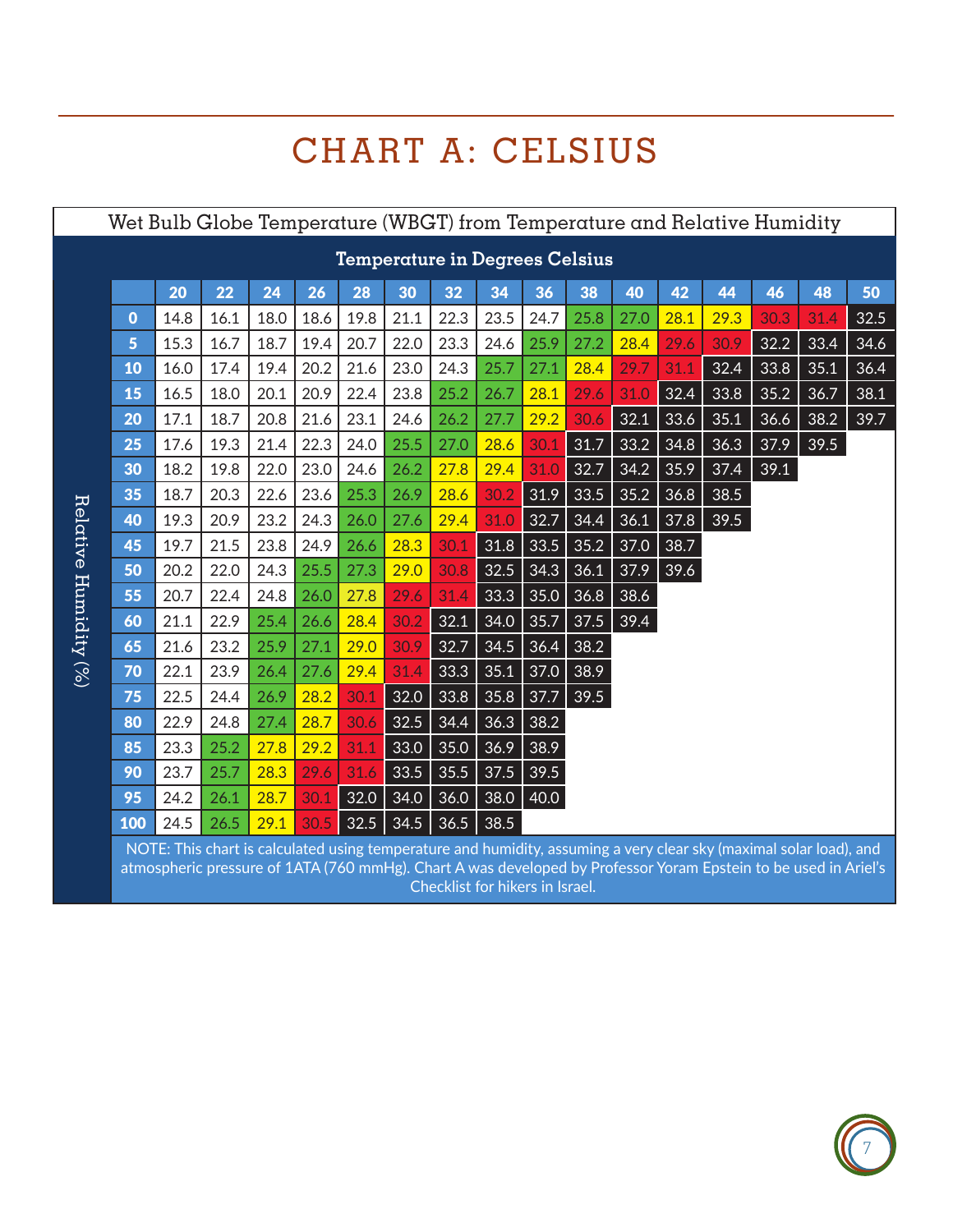# CHART A: CELSIUS

Wet Bulb Globe Temperature (WBGT) from Temperature and Relative Humidity

| Relative Humidity (%) | Temperature in Degrees Celsius | | | | | | | | | | | | | | | |
|---|---|---|---|---|---|---|---|---|---|---|---|---|---|---|---|---|
| | 20 | 22 | 24 | 26 | 28 | 30 | 32 | 34 | 36 | 38 | 40 | 42 | 44 | 46 | 48 | 50 |
| 0 | 14.8 | 16.1 | 18.0 | 18.6 | 19.8 | 21.1 | 22.3 | 23.5 | 24.7 | 25.8 | 27.0 | 28.1 | 29.3 | 30.3 | 31.4 | 32.5 |
| 5 | 15.3 | 16.7 | 18.7 | 19.4 | 20.7 | 22.0 | 23.3 | 24.6 | 25.9 | 27.2 | 28.4 | 29.6 | 30.9 | 32.2 | 33.4 | 34.6 |
| 10 | 16.0 | 17.4 | 19.4 | 20.2 | 21.6 | 23.0 | 24.3 | 25.7 | 27.1 | 28.4 | 29.7 | 31.1 | 32.4 | 33.8 | 35.1 | 36.4 |
| 15 | 16.5 | 18.0 | 20.1 | 20.9 | 22.4 | 23.8 | 25.2 | 26.7 | 28.1 | 29.6 | 31.0 | 32.4 | 33.8 | 35.2 | 36.7 | 38.1 |
| 20 | 17.1 | 18.7 | 20.8 | 21.6 | 23.1 | 24.6 | 26.2 | 27.7 | 29.2 | 30.6 | 32.1 | 33.6 | 35.1 | 36.6 | 38.2 | 39.7 |
| 25 | 17.6 | 19.3 | 21.4 | 22.3 | 24.0 | 25.5 | 27.0 | 28.6 | 30.1 | 31.7 | 33.2 | 34.8 | 36.3 | 37.9 | 39.5 | |
| 30 | 18.2 | 19.8 | 22.0 | 23.0 | 24.6 | 26.2 | 27.8 | 29.4 | 31.0 | 32.7 | 34.2 | 35.9 | 37.4 | 39.1 | | |
| 35 | 18.7 | 20.3 | 22.6 | 23.6 | 25.3 | 26.9 | 28.6 | 30.2 | 31.9 | 33.5 | 35.2 | 36.8 | 38.5 | | | |
| 40 | 19.3 | 20.9 | 23.2 | 24.3 | 26.0 | 27.6 | 29.4 | 31.0 | 32.7 | 34.4 | 36.1 | 37.8 | 39.5 | | | |
| 45 | 19.7 | 21.5 | 23.8 | 24.9 | 26.6 | 28.3 | 30.1 | 31.8 | 33.5 | 35.2 | 37.0 | 38.7 | | | | |
| 50 | 20.2 | 22.0 | 24.3 | 25.5 | 27.3 | 29.0 | 30.8 | 32.5 | 34.3 | 36.1 | 37.9 | 39.6 | | | | |
| 55 | 20.7 | 22.4 | 24.8 | 26.0 | 27.8 | 29.6 | 31.4 | 33.3 | 35.0 | 36.8 | 38.6 | | | | | |
| 60 | 21.1 | 22.9 | 25.4 | 26.6 | 28.4 | 30.2 | 32.1 | 34.0 | 35.7 | 37.5 | 39.4 | | | | | |
| 65 | 21.6 | 23.2 | 25.9 | 27.1 | 29.0 | 30.9 | 32.7 | 34.5 | 36.4 | 38.2 | | | | | | |
| 70 | 22.1 | 23.9 | 26.4 | 27.6 | 29.4 | 31.4 | 33.3 | 35.1 | 37.0 | 38.9 | | | | | | |
| 75 | 22.5 | 24.4 | 26.9 | 28.2 | 30.1 | 32.0 | 33.8 | 35.8 | 37.7 | 39.5 | | | | | | |
| 80 | 22.9 | 24.8 | 27.4 | 28.7 | 30.6 | 32.5 | 34.4 | 36.3 | 38.2 | | | | | | | |
| 85 | 23.3 | 25.2 | 27.8 | 29.2 | 31.1 | 33.0 | 35.0 | 36.9 | 38.9 | | | | | | | |
| 90 | 23.7 | 25.7 | 28.3 | 29.6 | 31.6 | 33.5 | 35.5 | 37.5 | 39.5 | | | | | | | |
| 95 | 24.2 | 26.1 | 28.7 | 30.1 | 32.0 | 34.0 | 36.0 | 38.0 | 40.0 | | | | | | | |
| 100 | 24.5 | 26.5 | 29.1 | 30.5 | 32.5 | 34.5 | 36.5 | 38.5 | | | | | | | | |

NOTE: This chart is calculated using temperature and humidity, assuming a very clear sky (maximal solar load), and atmospheric pressure of 1ATA (760 mmHg). Chart A was developed by Professor Yoram Epstein to be used in Ariel's Checklist for hikers in Israel.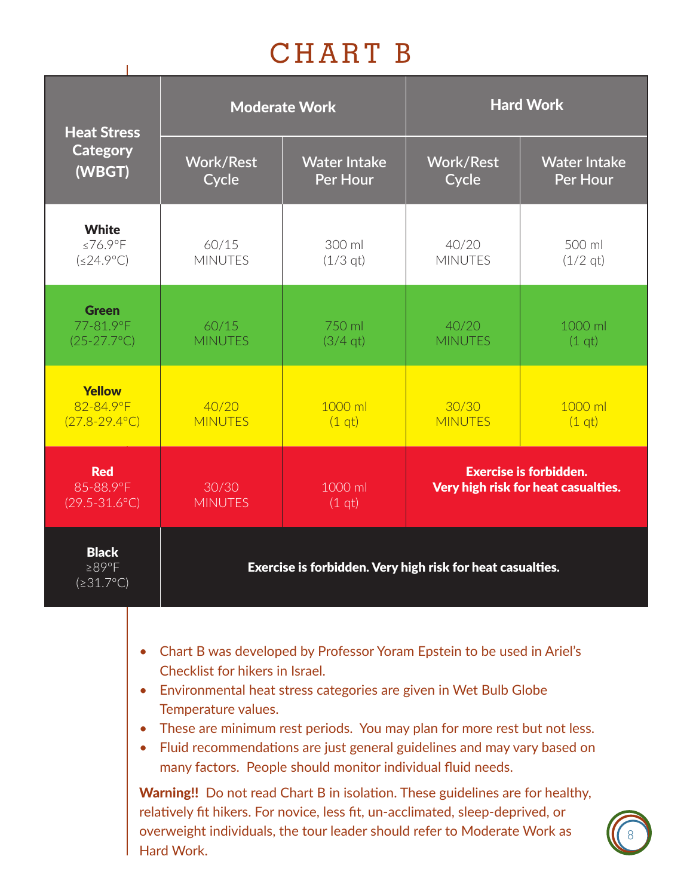# CHART B

| Heat Stress Category (WBGT) | Moderate Work | | Hard Work | |
|---|---|---|---|---|
| | Work/Rest Cycle | Water Intake Per Hour | Work/Rest Cycle | Water Intake Per Hour |
| **White** ≤76.9°F (≤24.9°C) | 60/15 MINUTES | 300 ml (1/3 qt) | 40/20 MINUTES | 500 ml (1/2 qt) |
| **Green** 77-81.9°F (25-27.7°C) | 60/15 MINUTES | 750 ml (3/4 qt) | 40/20 MINUTES | 1000 ml (1 qt) |
| **Yellow** 82-84.9°F (27.8-29.4°C) | 40/20 MINUTES | 1000 ml (1 qt) | 30/30 MINUTES | 1000 ml (1 qt) |
| **Red** 85-88.9°F (29.5-31.6°C) | 30/30 MINUTES | 1000 ml (1 qt) | **Exercise is forbidden. Very high risk for heat casualties.** | |
| **Black** ≥89°F (≥31.7°C) | **Exercise is forbidden. Very high risk for heat casualties.** | | | |

- Chart B was developed by Professor Yoram Epstein to be used in Ariel's Checklist for hikers in Israel.
- Environmental heat stress categories are given in Wet Bulb Globe Temperature values.
- These are minimum rest periods. You may plan for more rest but not less.
- Fluid recommendations are just general guidelines and may vary based on many factors. People should monitor individual fluid needs.

**Warning!!** Do not read Chart B in isolation. These guidelines are for healthy, relatively fit hikers. For novice, less fit, un-acclimated, sleep-deprived, or overweight individuals, the tour leader should refer to Moderate Work as Hard Work.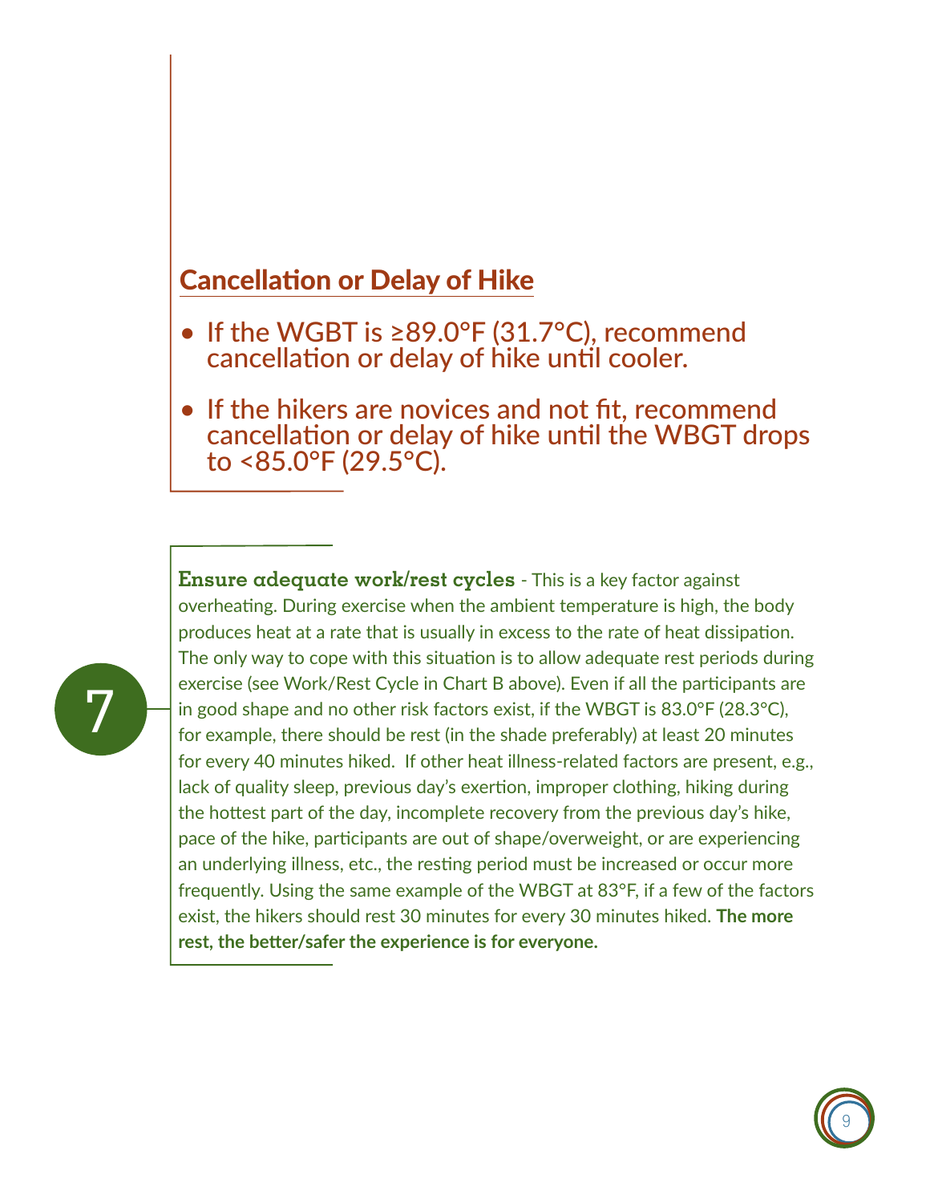## Cancellation or Delay of Hike

- If the WGBT is ≥89.0°F (31.7°C), recommend cancellation or delay of hike until cooler.
- If the hikers are novices and not fit, recommend cancellation or delay of hike until the WBGT drops to <85.0°F (29.5°C).

7

**Ensure adequate work/rest cycles** - This is a key factor against overheating. During exercise when the ambient temperature is high, the body produces heat at a rate that is usually in excess to the rate of heat dissipation. The only way to cope with this situation is to allow adequate rest periods during exercise (see Work/Rest Cycle in Chart B above). Even if all the participants are in good shape and no other risk factors exist, if the WBGT is 83.0°F (28.3°C), for example, there should be rest (in the shade preferably) at least 20 minutes for every 40 minutes hiked. If other heat illness-related factors are present, e.g., lack of quality sleep, previous day's exertion, improper clothing, hiking during the hottest part of the day, incomplete recovery from the previous day's hike, pace of the hike, participants are out of shape/overweight, or are experiencing an underlying illness, etc., the resting period must be increased or occur more frequently. Using the same example of the WBGT at 83°F, if a few of the factors exist, the hikers should rest 30 minutes for every 30 minutes hiked. **The more rest, the better/safer the experience is for everyone.**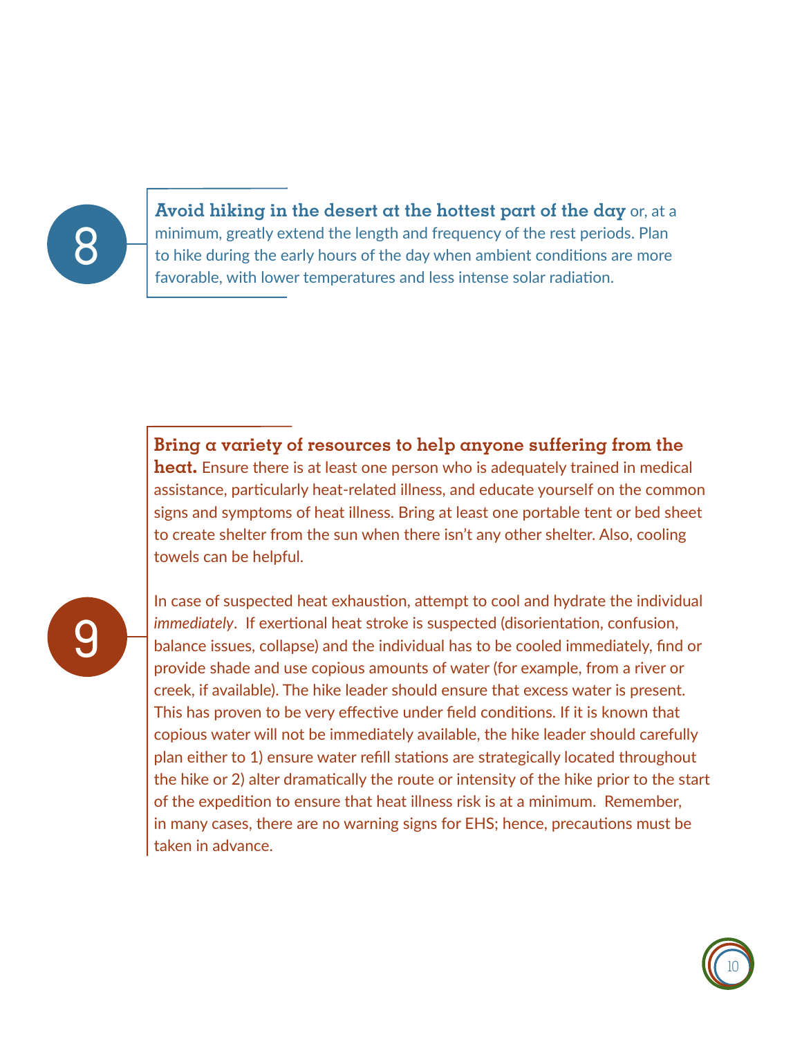8

**Avoid hiking in the desert at the hottest part of the day** or, at a minimum, greatly extend the length and frequency of the rest periods. Plan to hike during the early hours of the day when ambient conditions are more favorable, with lower temperatures and less intense solar radiation.

9

**Bring a variety of resources to help anyone suffering from the heat.** Ensure there is at least one person who is adequately trained in medical assistance, particularly heat-related illness, and educate yourself on the common signs and symptoms of heat illness. Bring at least one portable tent or bed sheet to create shelter from the sun when there isn't any other shelter. Also, cooling towels can be helpful.

In case of suspected heat exhaustion, attempt to cool and hydrate the individual *immediately*. If exertional heat stroke is suspected (disorientation, confusion, balance issues, collapse) and the individual has to be cooled immediately, find or provide shade and use copious amounts of water (for example, from a river or creek, if available). The hike leader should ensure that excess water is present. This has proven to be very effective under field conditions. If it is known that copious water will not be immediately available, the hike leader should carefully plan either to 1) ensure water refill stations are strategically located throughout the hike or 2) alter dramatically the route or intensity of the hike prior to the start of the expedition to ensure that heat illness risk is at a minimum. Remember, in many cases, there are no warning signs for EHS; hence, precautions must be taken in advance.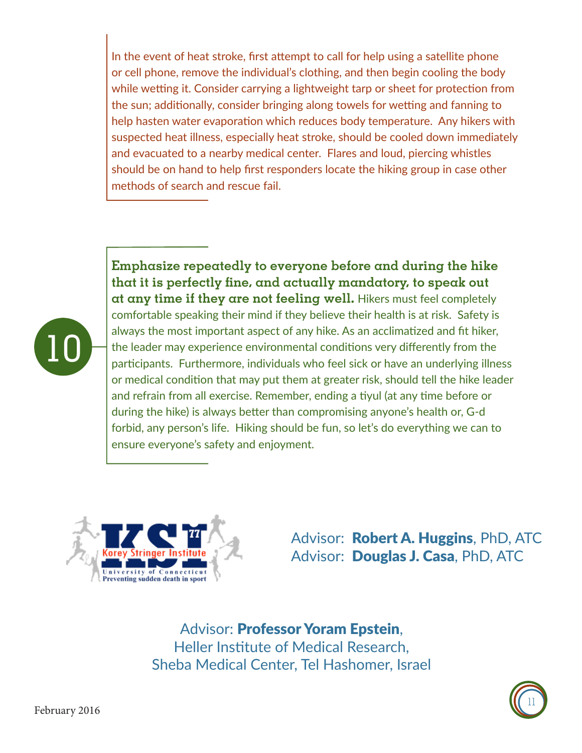In the event of heat stroke, first attempt to call for help using a satellite phone or cell phone, remove the individual's clothing, and then begin cooling the body while wetting it. Consider carrying a lightweight tarp or sheet for protection from the sun; additionally, consider bringing along towels for wetting and fanning to help hasten water evaporation which reduces body temperature. Any hikers with suspected heat illness, especially heat stroke, should be cooled down immediately and evacuated to a nearby medical center. Flares and loud, piercing whistles should be on hand to help first responders locate the hiking group in case other methods of search and rescue fail.

10

**Emphasize repeatedly to everyone before and during the hike that it is perfectly fine, and actually mandatory, to speak out at any time if they are not feeling well.** Hikers must feel completely comfortable speaking their mind if they believe their health is at risk. Safety is always the most important aspect of any hike. As an acclimatized and fit hiker, the leader may experience environmental conditions very differently from the participants. Furthermore, individuals who feel sick or have an underlying illness or medical condition that may put them at greater risk, should tell the hike leader and refrain from all exercise. Remember, ending a tiyul (at any time before or during the hike) is always better than compromising anyone's health or, G-d forbid, any person's life. Hiking should be fun, so let's do everything we can to ensure everyone's safety and enjoyment.

KSI 77
Korey Stringer Institute
University of Connecticut
Preventing sudden death in sport

Advisor: **Robert A. Huggins**, PhD, ATC
Advisor: **Douglas J. Casa**, PhD, ATC

Advisor: **Professor Yoram Epstein**,
Heller Institute of Medical Research,
Sheba Medical Center, Tel Hashomer, Israel

February 2016